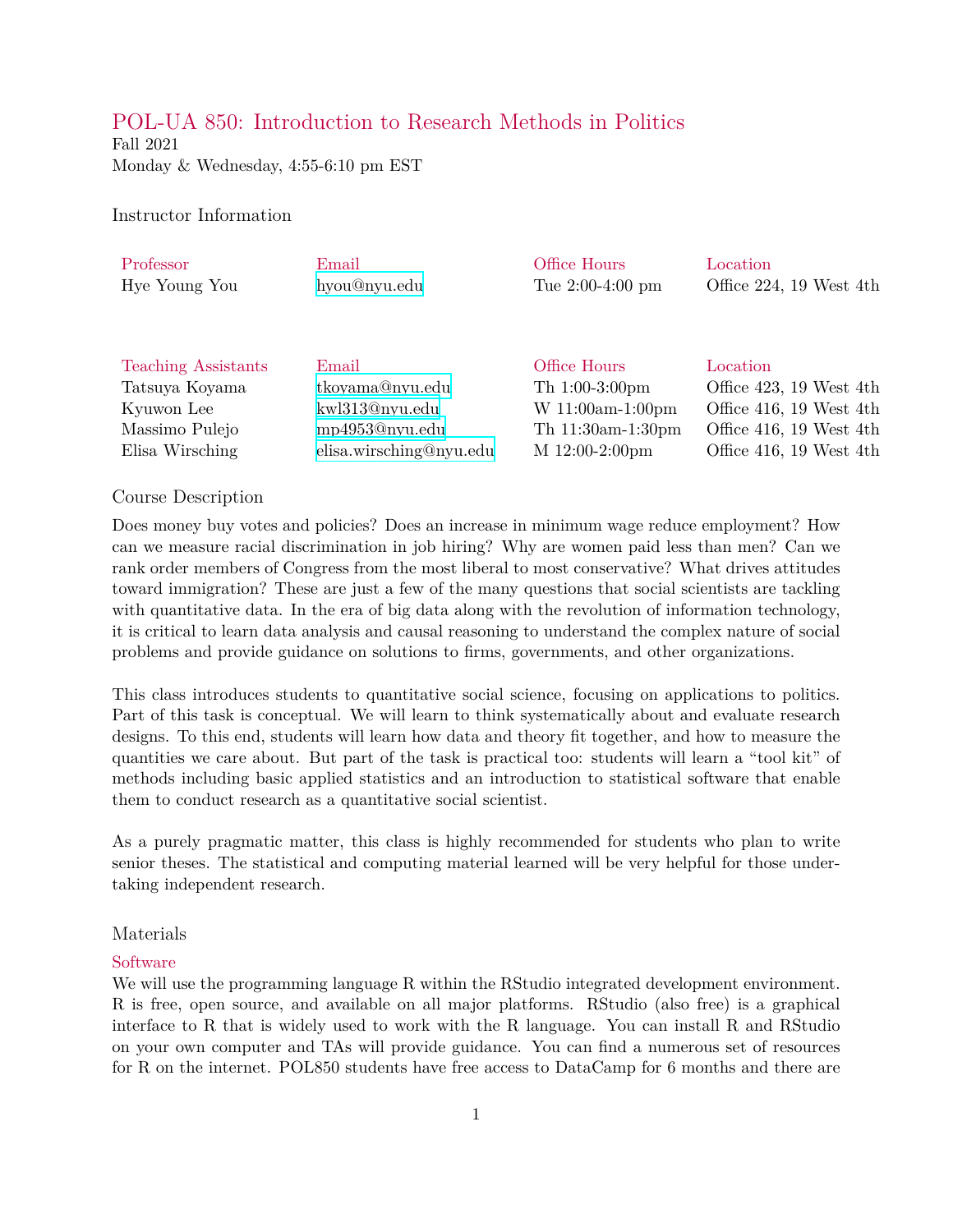# POL-UA 850: Introduction to Research Methods in Politics

Fall 2021

Monday & Wednesday, 4:55-6:10 pm EST

## Instructor Information

| Professor | Email | Office Hours | Location |
|---|---|---|---|
| Hye Young You | hyou@nyu.edu | Tue 2:00-4:00 pm | Office 224, 19 West 4th |

| Teaching Assistants | Email | Office Hours | Location |
|---|---|---|---|
| Tatsuya Koyama | tkoyama@nyu.edu | Th 1:00-3:00pm | Office 423, 19 West 4th |
| Kyuwon Lee | kwl313@nyu.edu | W 11:00am-1:00pm | Office 416, 19 West 4th |
| Massimo Pulejo | mp4953@nyu.edu | Th 11:30am-1:30pm | Office 416, 19 West 4th |
| Elisa Wirsching | elisa.wirsching@nyu.edu | M 12:00-2:00pm | Office 416, 19 West 4th |

## Course Description

Does money buy votes and policies? Does an increase in minimum wage reduce employment? How can we measure racial discrimination in job hiring? Why are women paid less than men? Can we rank order members of Congress from the most liberal to most conservative? What drives attitudes toward immigration? These are just a few of the many questions that social scientists are tackling with quantitative data. In the era of big data along with the revolution of information technology, it is critical to learn data analysis and causal reasoning to understand the complex nature of social problems and provide guidance on solutions to firms, governments, and other organizations.

This class introduces students to quantitative social science, focusing on applications to politics. Part of this task is conceptual. We will learn to think systematically about and evaluate research designs. To this end, students will learn how data and theory fit together, and how to measure the quantities we care about. But part of the task is practical too: students will learn a "tool kit" of methods including basic applied statistics and an introduction to statistical software that enable them to conduct research as a quantitative social scientist.

As a purely pragmatic matter, this class is highly recommended for students who plan to write senior theses. The statistical and computing material learned will be very helpful for those undertaking independent research.

## Materials

### Software

We will use the programming language R within the RStudio integrated development environment. R is free, open source, and available on all major platforms. RStudio (also free) is a graphical interface to R that is widely used to work with the R language. You can install R and RStudio on your own computer and TAs will provide guidance. You can find a numerous set of resources for R on the internet. POL850 students have free access to DataCamp for 6 months and there are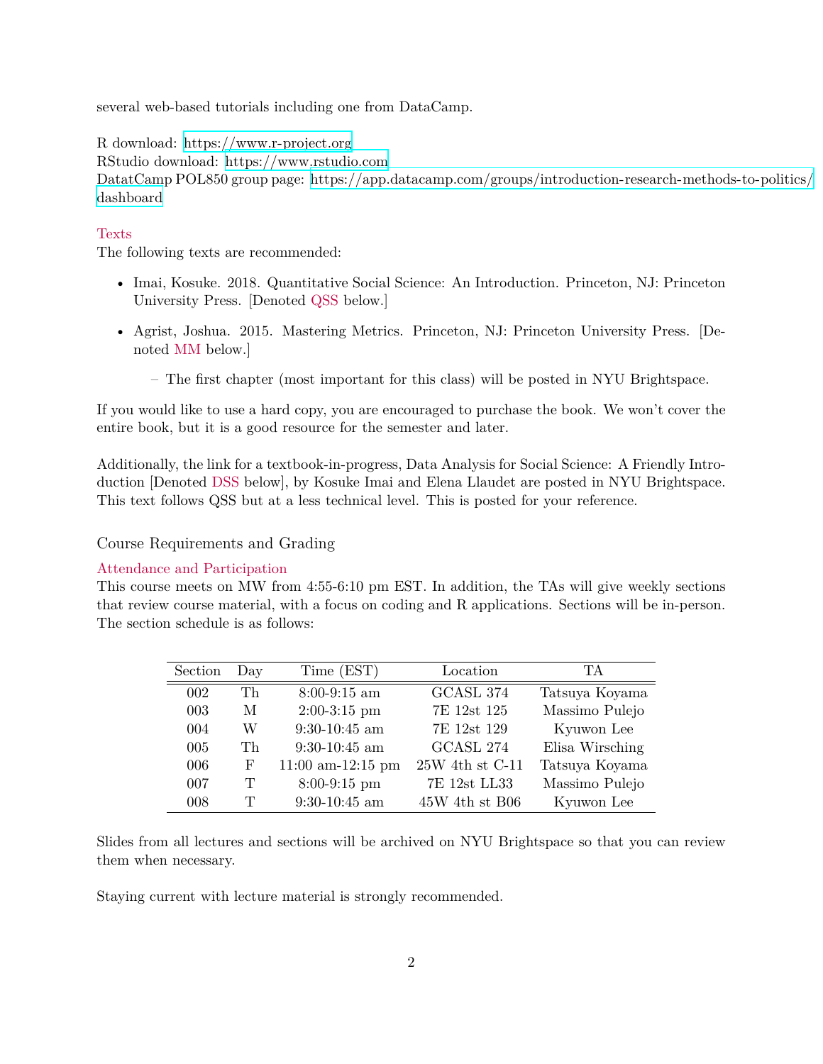several web-based tutorials including one from DataCamp.

R download: https://www.r-project.org
RStudio download: https://www.rstudio.com
DatatCamp POL850 group page: https://app.datacamp.com/groups/introduction-research-methods-to-politics/dashboard

### Texts

The following texts are recommended:

- Imai, Kosuke. 2018. Quantitative Social Science: An Introduction. Princeton, NJ: Princeton University Press. [Denoted QSS below.]
- Agrist, Joshua. 2015. Mastering Metrics. Princeton, NJ: Princeton University Press. [Denoted MM below.]
  - The first chapter (most important for this class) will be posted in NYU Brightspace.

If you would like to use a hard copy, you are encouraged to purchase the book. We won't cover the entire book, but it is a good resource for the semester and later.

Additionally, the link for a textbook-in-progress, Data Analysis for Social Science: A Friendly Introduction [Denoted DSS below], by Kosuke Imai and Elena Llaudet are posted in NYU Brightspace. This text follows QSS but at a less technical level. This is posted for your reference.

## Course Requirements and Grading

### Attendance and Participation

This course meets on MW from 4:55-6:10 pm EST. In addition, the TAs will give weekly sections that review course material, with a focus on coding and R applications. Sections will be in-person. The section schedule is as follows:

| Section | Day | Time (EST) | Location | TA |
|---|---|---|---|---|
| 002 | Th | 8:00-9:15 am | GCASL 374 | Tatsuya Koyama |
| 003 | M | 2:00-3:15 pm | 7E 12st 125 | Massimo Pulejo |
| 004 | W | 9:30-10:45 am | 7E 12st 129 | Kyuwon Lee |
| 005 | Th | 9:30-10:45 am | GCASL 274 | Elisa Wirsching |
| 006 | F | 11:00 am-12:15 pm | 25W 4th st C-11 | Tatsuya Koyama |
| 007 | T | 8:00-9:15 pm | 7E 12st LL33 | Massimo Pulejo |
| 008 | T | 9:30-10:45 am | 45W 4th st B06 | Kyuwon Lee |

Slides from all lectures and sections will be archived on NYU Brightspace so that you can review them when necessary.

Staying current with lecture material is strongly recommended.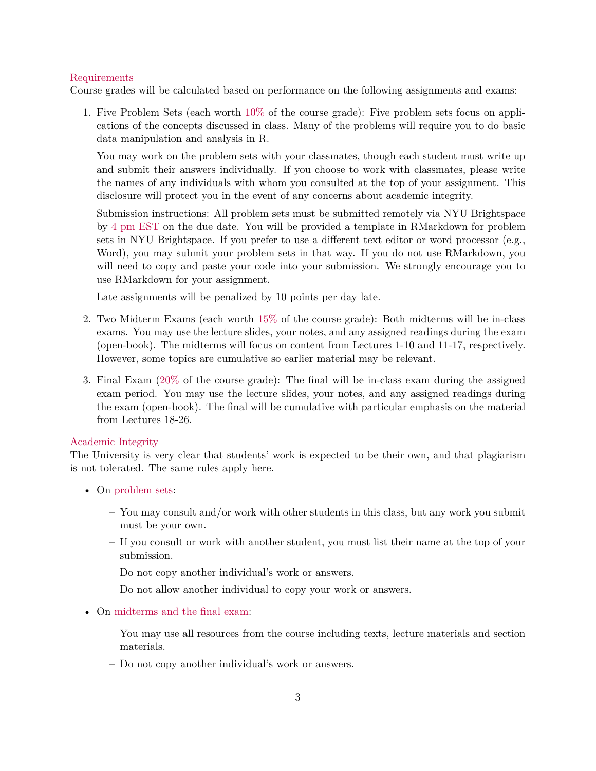### Requirements

Course grades will be calculated based on performance on the following assignments and exams:

1. Five Problem Sets (each worth 10% of the course grade): Five problem sets focus on applications of the concepts discussed in class. Many of the problems will require you to do basic data manipulation and analysis in R.

   You may work on the problem sets with your classmates, though each student must write up and submit their answers individually. If you choose to work with classmates, please write the names of any individuals with whom you consulted at the top of your assignment. This disclosure will protect you in the event of any concerns about academic integrity.

   Submission instructions: All problem sets must be submitted remotely via NYU Brightspace by 4 pm EST on the due date. You will be provided a template in RMarkdown for problem sets in NYU Brightspace. If you prefer to use a different text editor or word processor (e.g., Word), you may submit your problem sets in that way. If you do not use RMarkdown, you will need to copy and paste your code into your submission. We strongly encourage you to use RMarkdown for your assignment.

   Late assignments will be penalized by 10 points per day late.

2. Two Midterm Exams (each worth 15% of the course grade): Both midterms will be in-class exams. You may use the lecture slides, your notes, and any assigned readings during the exam (open-book). The midterms will focus on content from Lectures 1-10 and 11-17, respectively. However, some topics are cumulative so earlier material may be relevant.

3. Final Exam (20% of the course grade): The final will be in-class exam during the assigned exam period. You may use the lecture slides, your notes, and any assigned readings during the exam (open-book). The final will be cumulative with particular emphasis on the material from Lectures 18-26.

### Academic Integrity

The University is very clear that students' work is expected to be their own, and that plagiarism is not tolerated. The same rules apply here.

- On problem sets:
  - You may consult and/or work with other students in this class, but any work you submit must be your own.
  - If you consult or work with another student, you must list their name at the top of your submission.
  - Do not copy another individual's work or answers.
  - Do not allow another individual to copy your work or answers.
- On midterms and the final exam:
  - You may use all resources from the course including texts, lecture materials and section materials.
  - Do not copy another individual's work or answers.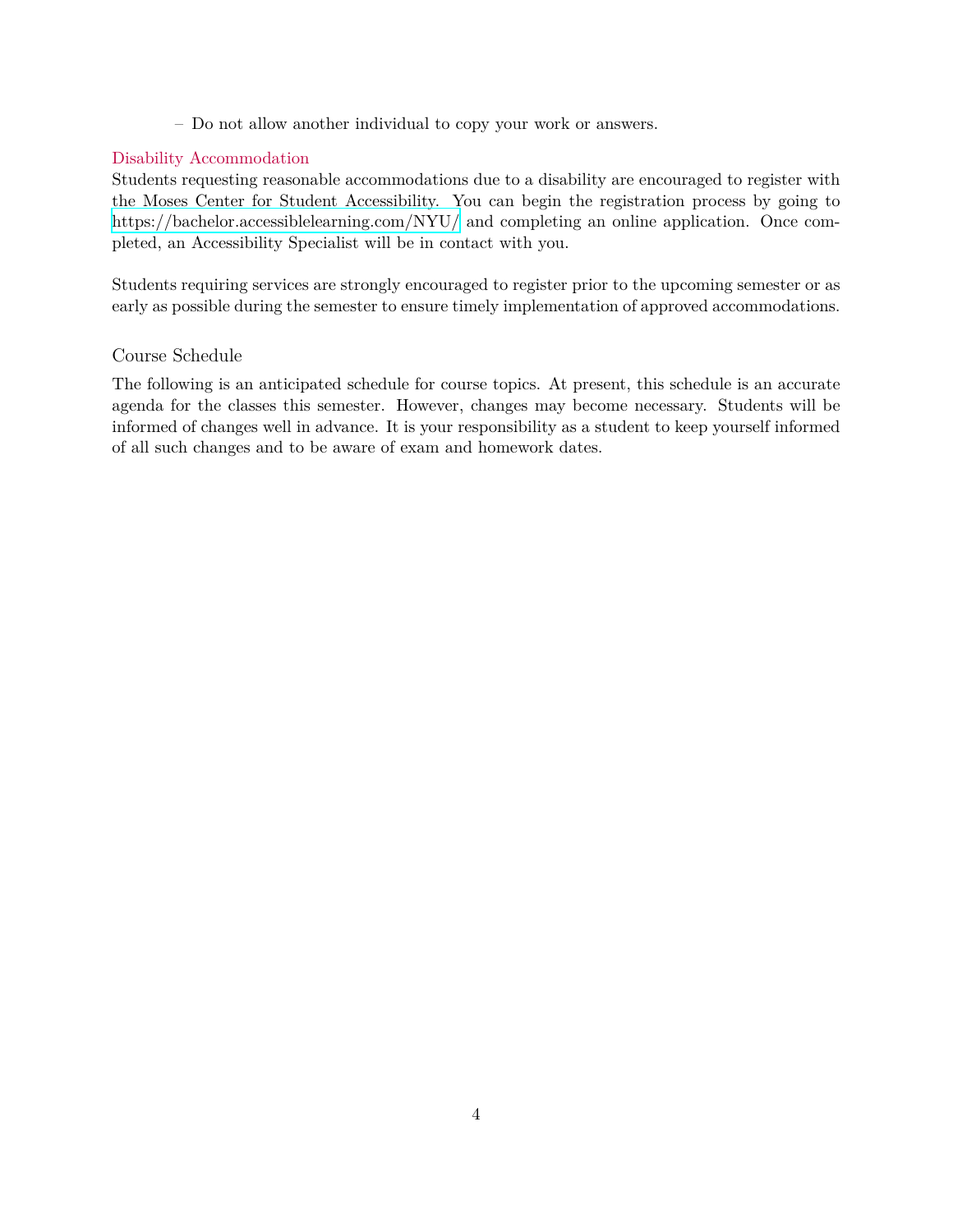- Do not allow another individual to copy your work or answers.

### Disability Accommodation

Students requesting reasonable accommodations due to a disability are encouraged to register with the Moses Center for Student Accessibility. You can begin the registration process by going to https://bachelor.accessiblelearning.com/NYU/ and completing an online application. Once completed, an Accessibility Specialist will be in contact with you.

Students requiring services are strongly encouraged to register prior to the upcoming semester or as early as possible during the semester to ensure timely implementation of approved accommodations.

## Course Schedule

The following is an anticipated schedule for course topics. At present, this schedule is an accurate agenda for the classes this semester. However, changes may become necessary. Students will be informed of changes well in advance. It is your responsibility as a student to keep yourself informed of all such changes and to be aware of exam and homework dates.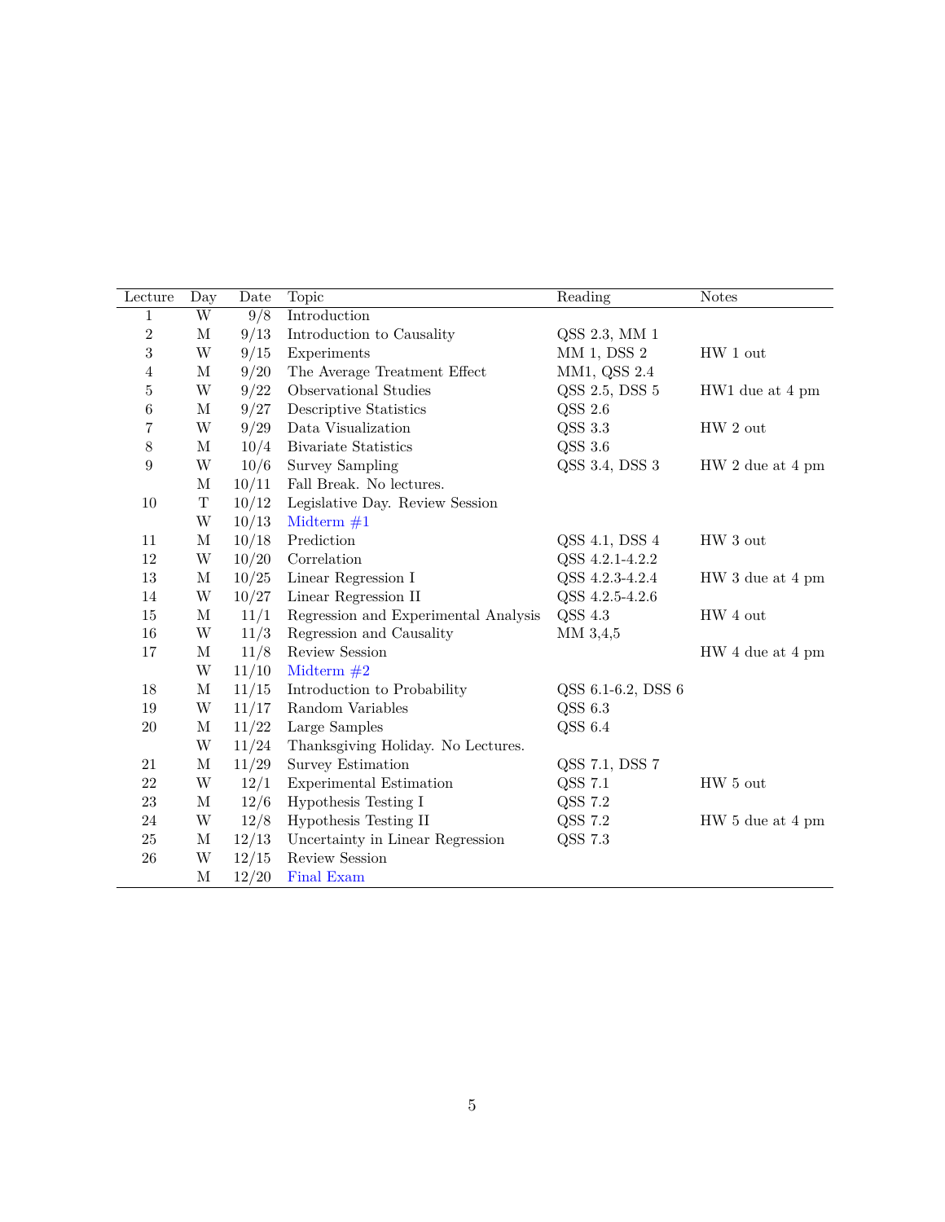| Lecture | Day | Date | Topic | Reading | Notes |
| --- | --- | --- | --- | --- | --- |
| 1 | W | 9/8 | Introduction | | |
| 2 | M | 9/13 | Introduction to Causality | QSS 2.3, MM 1 | |
| 3 | W | 9/15 | Experiments | MM 1, DSS 2 | HW 1 out |
| 4 | M | 9/20 | The Average Treatment Effect | MM1, QSS 2.4 | |
| 5 | W | 9/22 | Observational Studies | QSS 2.5, DSS 5 | HW1 due at 4 pm |
| 6 | M | 9/27 | Descriptive Statistics | QSS 2.6 | |
| 7 | W | 9/29 | Data Visualization | QSS 3.3 | HW 2 out |
| 8 | M | 10/4 | Bivariate Statistics | QSS 3.6 | |
| 9 | W | 10/6 | Survey Sampling | QSS 3.4, DSS 3 | HW 2 due at 4 pm |
| | M | 10/11 | Fall Break. No lectures. | | |
| 10 | T | 10/12 | Legislative Day. Review Session | | |
| | W | 10/13 | Midterm #1 | | |
| 11 | M | 10/18 | Prediction | QSS 4.1, DSS 4 | HW 3 out |
| 12 | W | 10/20 | Correlation | QSS 4.2.1-4.2.2 | |
| 13 | M | 10/25 | Linear Regression I | QSS 4.2.3-4.2.4 | HW 3 due at 4 pm |
| 14 | W | 10/27 | Linear Regression II | QSS 4.2.5-4.2.6 | |
| 15 | M | 11/1 | Regression and Experimental Analysis | QSS 4.3 | HW 4 out |
| 16 | W | 11/3 | Regression and Causality | MM 3,4,5 | |
| 17 | M | 11/8 | Review Session | | HW 4 due at 4 pm |
| | W | 11/10 | Midterm #2 | | |
| 18 | M | 11/15 | Introduction to Probability | QSS 6.1-6.2, DSS 6 | |
| 19 | W | 11/17 | Random Variables | QSS 6.3 | |
| 20 | M | 11/22 | Large Samples | QSS 6.4 | |
| | W | 11/24 | Thanksgiving Holiday. No Lectures. | | |
| 21 | M | 11/29 | Survey Estimation | QSS 7.1, DSS 7 | |
| 22 | W | 12/1 | Experimental Estimation | QSS 7.1 | HW 5 out |
| 23 | M | 12/6 | Hypothesis Testing I | QSS 7.2 | |
| 24 | W | 12/8 | Hypothesis Testing II | QSS 7.2 | HW 5 due at 4 pm |
| 25 | M | 12/13 | Uncertainty in Linear Regression | QSS 7.3 | |
| 26 | W | 12/15 | Review Session | | |
| | M | 12/20 | Final Exam | | |